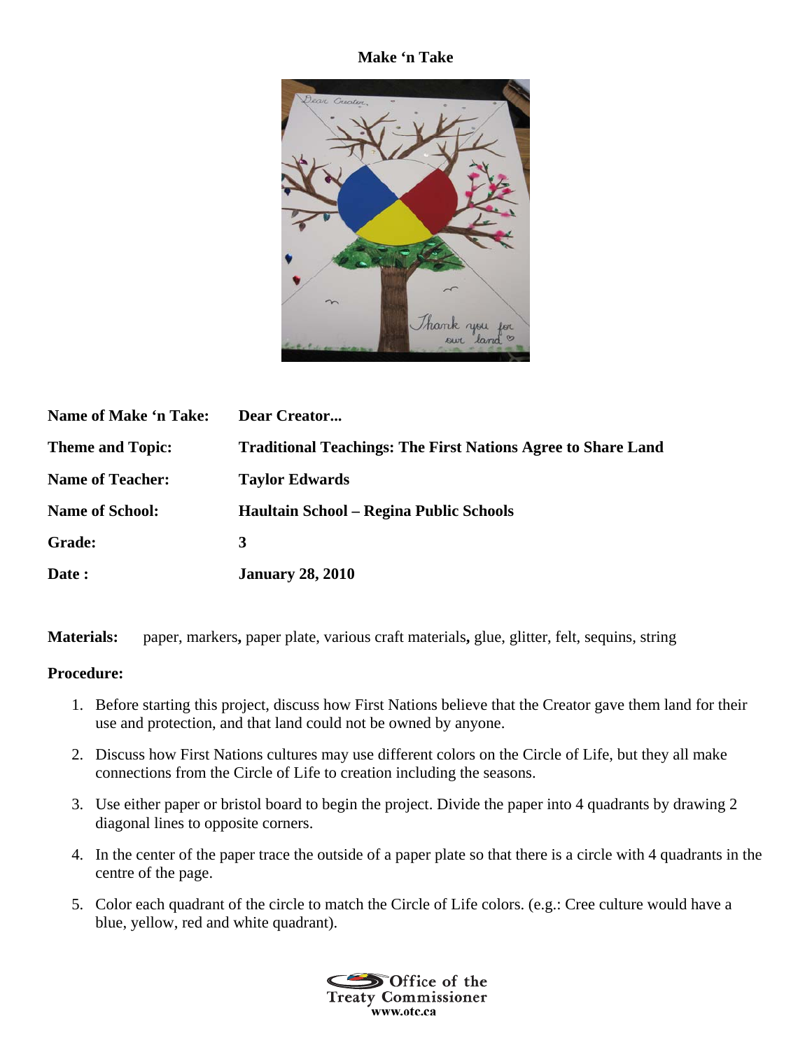# Make 'n Take

| | |
|---|---|
| **Name of Make 'n Take:** | **Dear Creator...** |
| **Theme and Topic:** | **Traditional Teachings: The First Nations Agree to Share Land** |
| **Name of Teacher:** | **Taylor Edwards** |
| **Name of School:** | **Haultain School – Regina Public Schools** |
| **Grade:** | **3** |
| **Date :** | **January 28, 2010** |

**Materials:** paper, markers, paper plate, various craft materials, glue, glitter, felt, sequins, string

**Procedure:**

1. Before starting this project, discuss how First Nations believe that the Creator gave them land for their use and protection, and that land could not be owned by anyone.
2. Discuss how First Nations cultures may use different colors on the Circle of Life, but they all make connections from the Circle of Life to creation including the seasons.
3. Use either paper or bristol board to begin the project. Divide the paper into 4 quadrants by drawing 2 diagonal lines to opposite corners.
4. In the center of the paper trace the outside of a paper plate so that there is a circle with 4 quadrants in the centre of the page.
5. Color each quadrant of the circle to match the Circle of Life colors. (e.g.: Cree culture would have a blue, yellow, red and white quadrant).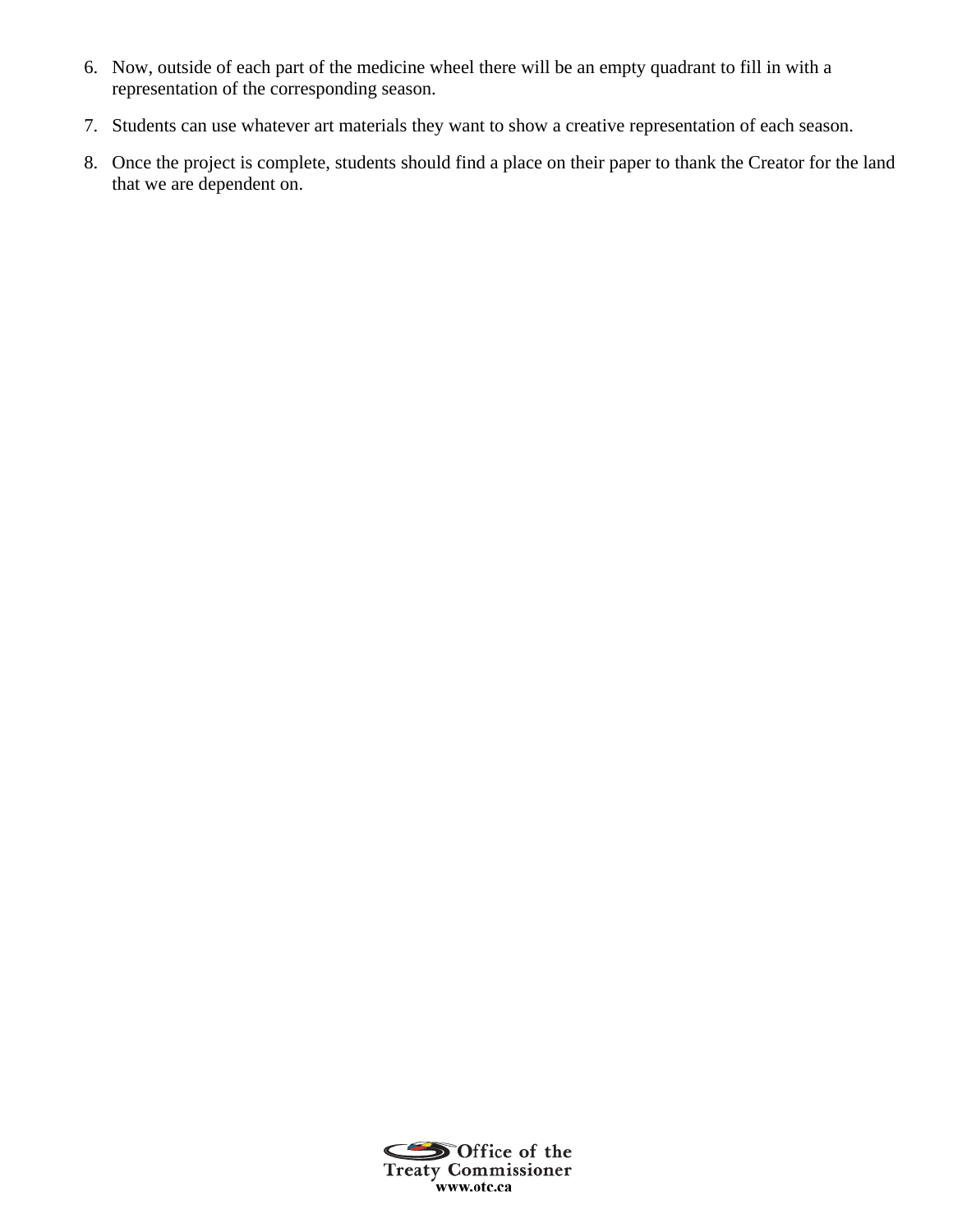6. Now, outside of each part of the medicine wheel there will be an empty quadrant to fill in with a representation of the corresponding season.
7. Students can use whatever art materials they want to show a creative representation of each season.
8. Once the project is complete, students should find a place on their paper to thank the Creator for the land that we are dependent on.